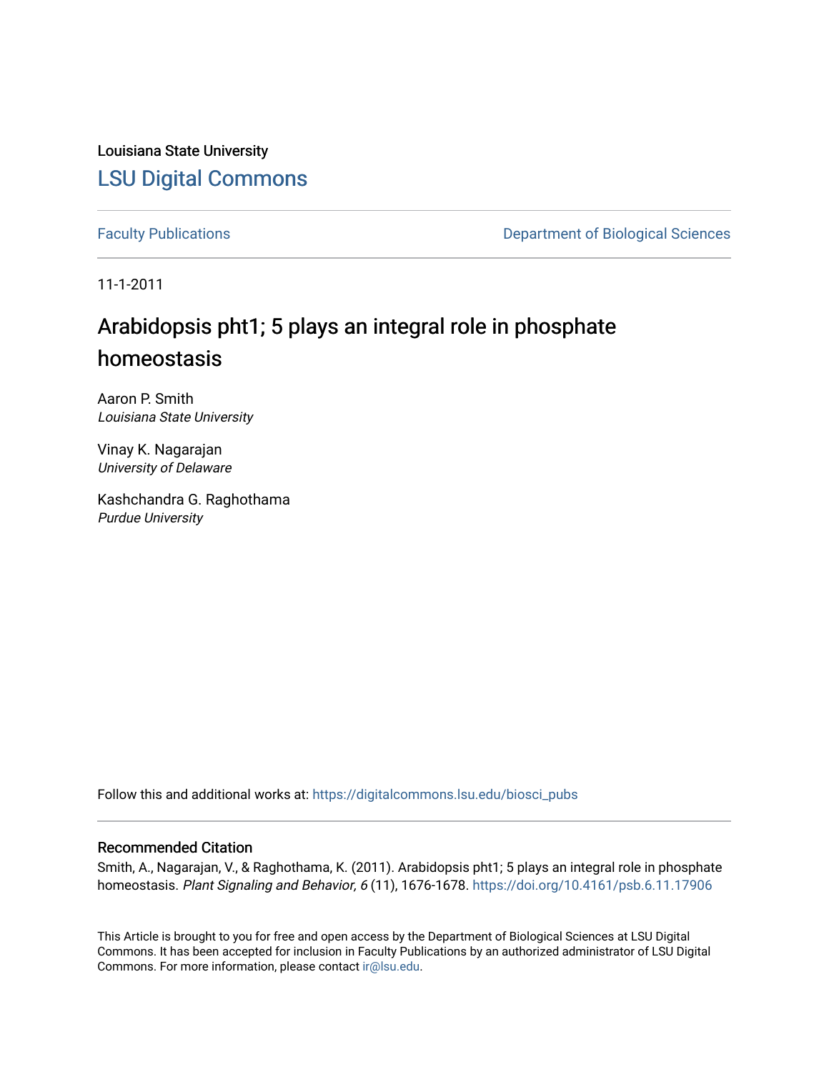Louisiana State University

# LSU Digital Commons

Faculty Publications | Department of Biological Sciences

11-1-2011

## Arabidopsis pht1; 5 plays an integral role in phosphate homeostasis

Aaron P. Smith
*Louisiana State University*

Vinay K. Nagarajan
*University of Delaware*

Kashchandra G. Raghothama
*Purdue University*

Follow this and additional works at: https://digitalcommons.lsu.edu/biosci_pubs

### Recommended Citation

Smith, A., Nagarajan, V., & Raghothama, K. (2011). Arabidopsis pht1; 5 plays an integral role in phosphate homeostasis. *Plant Signaling and Behavior, 6* (11), 1676-1678. https://doi.org/10.4161/psb.6.11.17906

This Article is brought to you for free and open access by the Department of Biological Sciences at LSU Digital Commons. It has been accepted for inclusion in Faculty Publications by an authorized administrator of LSU Digital Commons. For more information, please contact ir@lsu.edu.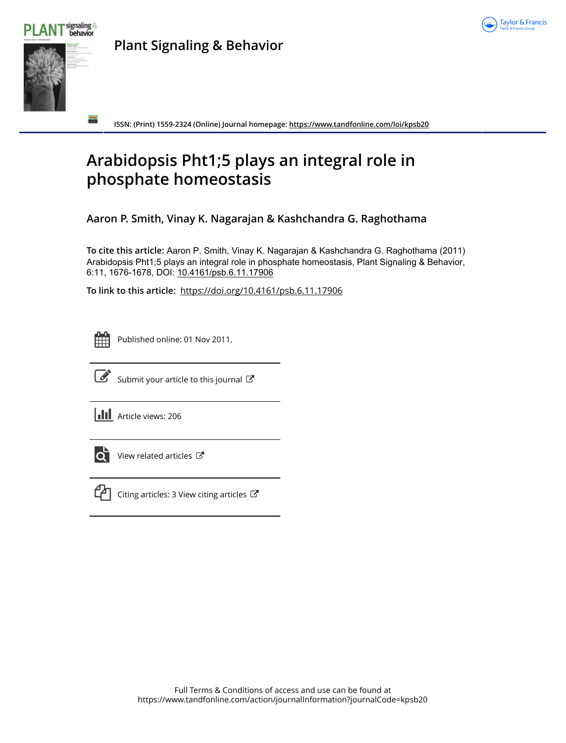# Arabidopsis Pht1;5 plays an integral role in phosphate homeostasis

**Aaron P. Smith, Vinay K. Nagarajan & Kashchandra G. Raghothama**

**To cite this article:** Aaron P. Smith, Vinay K. Nagarajan & Kashchandra G. Raghothama (2011) Arabidopsis Pht1;5 plays an integral role in phosphate homeostasis, Plant Signaling & Behavior, 6:11, 1676-1678, DOI: 10.4161/psb.6.11.17906

**To link to this article:** https://doi.org/10.4161/psb.6.11.17906

Published online: 01 Nov 2011.

Submit your article to this journal

Article views: 206

View related articles

Citing articles: 3 View citing articles

Full Terms & Conditions of access and use can be found at
https://www.tandfonline.com/action/journalInformation?journalCode=kpsb20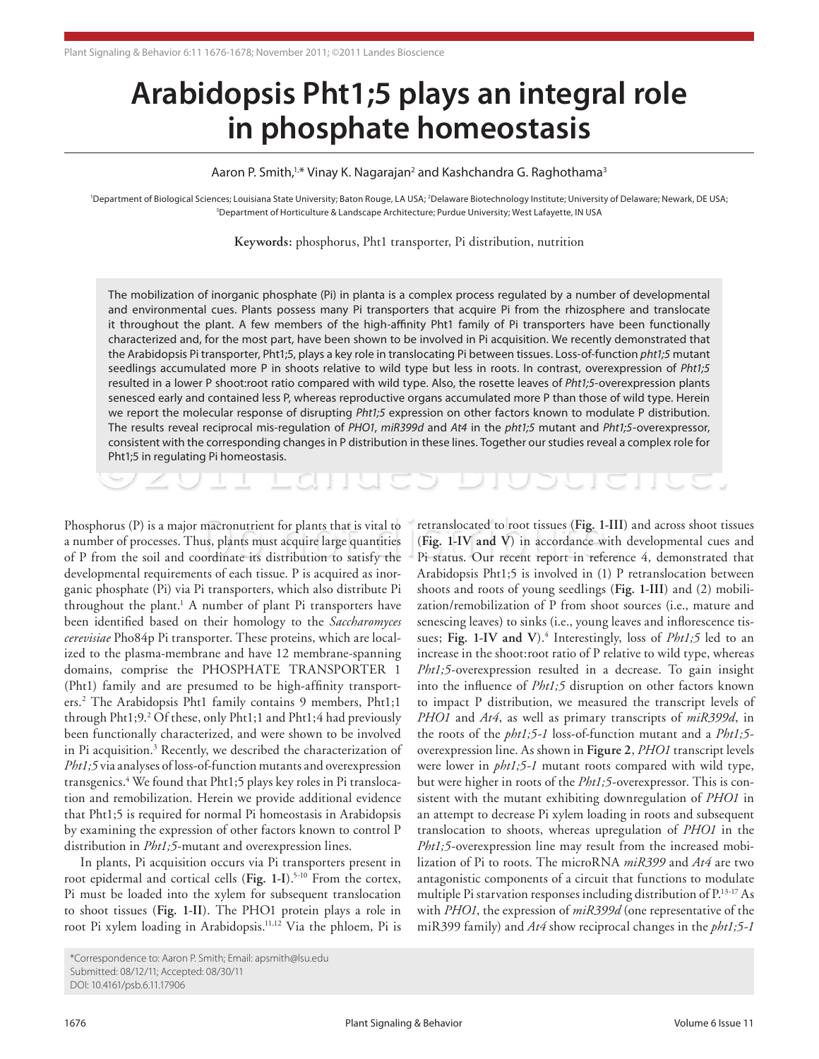# Arabidopsis Pht1;5 plays an integral role in phosphate homeostasis

Aaron P. Smith,[1,*] Vinay K. Nagarajan[2] and Kashchandra G. Raghothama[3]

[1]Department of Biological Sciences; Louisiana State University; Baton Rouge, LA USA; [2]Delaware Biotechnology Institute; University of Delaware; Newark, DE USA; [3]Department of Horticulture & Landscape Architecture; Purdue University; West Lafayette, IN USA

**Keywords:** phosphorus, Pht1 transporter, Pi distribution, nutrition

The mobilization of inorganic phosphate (Pi) in planta is a complex process regulated by a number of developmental and environmental cues. Plants possess many Pi transporters that acquire Pi from the rhizosphere and translocate it throughout the plant. A few members of the high-affinity Pht1 family of Pi transporters have been functionally characterized and, for the most part, have been shown to be involved in Pi acquisition. We recently demonstrated that the Arabidopsis Pi transporter, Pht1;5, plays a key role in translocating Pi between tissues. Loss-of-function *pht1;5* mutant seedlings accumulated more P in shoots relative to wild type but less in roots. In contrast, overexpression of *Pht1;5* resulted in a lower P shoot:root ratio compared with wild type. Also, the rosette leaves of *Pht1;5*-overexpression plants senesced early and contained less P, whereas reproductive organs accumulated more P than those of wild type. Herein we report the molecular response of disrupting *Pht1;5* expression on other factors known to modulate P distribution. The results reveal reciprocal mis-regulation of *PHO1*, *miR399d* and *At4* in the *pht1;5* mutant and *Pht1;5*-overexpressor, consistent with the corresponding changes in P distribution in these lines. Together our studies reveal a complex role for Pht1;5 in regulating Pi homeostasis.

Phosphorus (P) is a major macronutrient for plants that is vital to a number of processes. Thus, plants must acquire large quantities of P from the soil and coordinate its distribution to satisfy the developmental requirements of each tissue. P is acquired as inorganic phosphate (Pi) via Pi transporters, which also distribute Pi throughout the plant.[1] A number of plant Pi transporters have been identified based on their homology to the *Saccharomyces cerevisiae* Pho84p Pi transporter. These proteins, which are localized to the plasma-membrane and have 12 membrane-spanning domains, comprise the PHOSPHATE TRANSPORTER 1 (Pht1) family and are presumed to be high-affinity transporters.[2] The Arabidopsis Pht1 family contains 9 members, Pht1;1 through Pht1;9.[2] Of these, only Pht1;1 and Pht1;4 had previously been functionally characterized, and were shown to be involved in Pi acquisition.[3] Recently, we described the characterization of *Pht1;5* via analyses of loss-of-function mutants and overexpression transgenics.[4] We found that Pht1;5 plays key roles in Pi translocation and remobilization. Herein we provide additional evidence that Pht1;5 is required for normal Pi homeostasis in Arabidopsis by examining the expression of other factors known to control P distribution in *Pht1;5*-mutant and overexpression lines.

In plants, Pi acquisition occurs via Pi transporters present in root epidermal and cortical cells (**Fig. 1-I**).[5-10] From the cortex, Pi must be loaded into the xylem for subsequent translocation to shoot tissues (**Fig. 1-II**). The PHO1 protein plays a role in root Pi xylem loading in Arabidopsis.[11,12] Via the phloem, Pi is retranslocated to root tissues (**Fig. 1-III**) and across shoot tissues (**Fig. 1-IV and V**) in accordance with developmental cues and Pi status. Our recent report in reference 4, demonstrated that Arabidopsis Pht1;5 is involved in (1) P retranslocation between shoots and roots of young seedlings (**Fig. 1-III**) and (2) mobilization/remobilization of P from shoot sources (i.e., mature and senescing leaves) to sinks (i.e., young leaves and inflorescence tissues; **Fig. 1-IV and V**).[4] Interestingly, loss of *Pht1;5* led to an increase in the shoot:root ratio of P relative to wild type, whereas *Pht1;5*-overexpression resulted in a decrease. To gain insight into the influence of *Pht1;5* disruption on other factors known to impact P distribution, we measured the transcript levels of *PHO1* and *At4*, as well as primary transcripts of *miR399d*, in the roots of the *pht1;5-1* loss-of-function mutant and a *Pht1;5*-overexpression line. As shown in **Figure 2**, *PHO1* transcript levels were lower in *pht1;5-1* mutant roots compared with wild type, but were higher in roots of the *Pht1;5*-overexpressor. This is consistent with the mutant exhibiting downregulation of *PHO1* in an attempt to decrease Pi xylem loading in roots and subsequent translocation to shoots, whereas upregulation of *PHO1* in the *Pht1;5*-overexpression line may result from the increased mobilization of Pi to roots. The microRNA *miR399* and *At4* are two antagonistic components of a circuit that functions to modulate multiple Pi starvation responses including distribution of P.[13-17] As with *PHO1*, the expression of *miR399d* (one representative of the miR399 family) and *At4* show reciprocal changes in the *pht1;5-1*

*Correspondence to: Aaron P. Smith; Email: apsmith@lsu.edu
Submitted: 08/12/11; Accepted: 08/30/11
DOI: 10.4161/psb.6.11.17906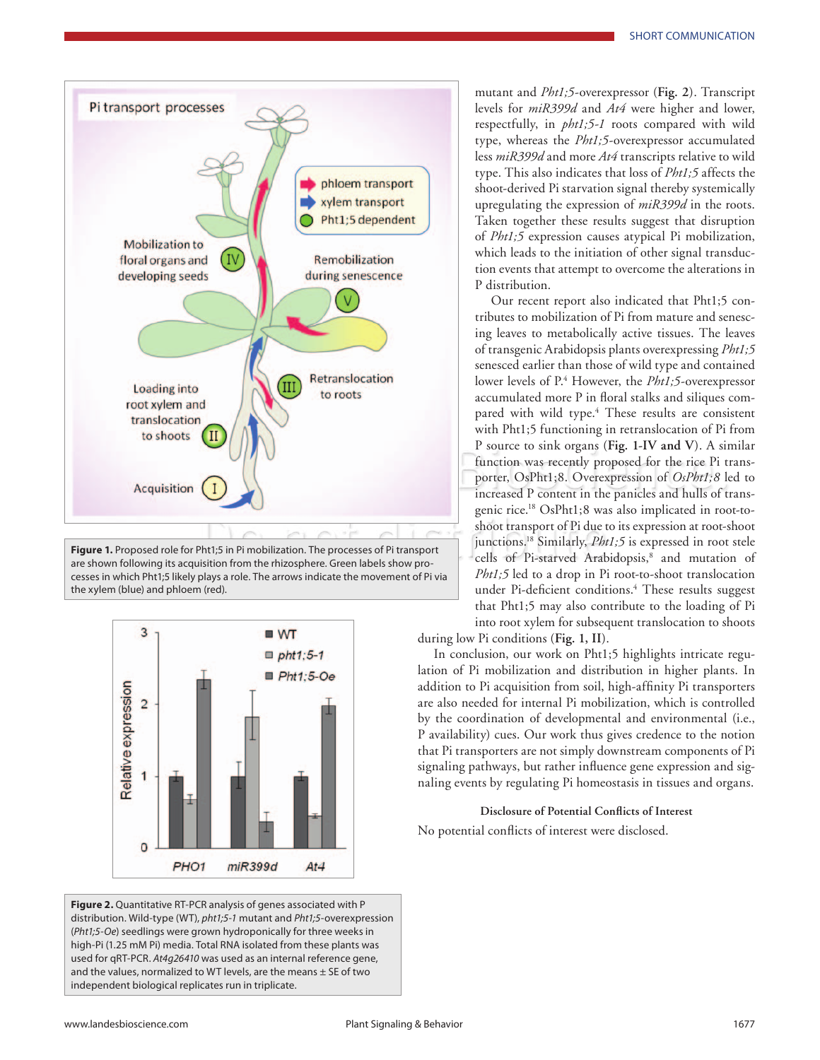**Figure 1.** Proposed role for Pht1;5 in Pi mobilization. The processes of Pi transport are shown following its acquisition from the rhizosphere. Green labels show processes in which Pht1;5 likely plays a role. The arrows indicate the movement of Pi via the xylem (blue) and phloem (red).

**Figure 2.** Quantitative RT-PCR analysis of genes associated with P distribution. Wild-type (WT), *pht1;5-1* mutant and *Pht1;5*-overexpression (*Pht1;5-Oe*) seedlings were grown hydroponically for three weeks in high-Pi (1.25 mM Pi) media. Total RNA isolated from these plants was used for qRT-PCR. *At4g26410* was used as an internal reference gene, and the values, normalized to WT levels, are the means ± SE of two independent biological replicates run in triplicate.

mutant and *Pht1;5*-overexpressor (**Fig. 2**). Transcript levels for *miR399d* and *At4* were higher and lower, respectfully, in *pht1;5-1* roots compared with wild type, whereas the *Pht1;5*-overexpressor accumulated less *miR399d* and more *At4* transcripts relative to wild type. This also indicates that loss of *Pht1;5* affects the shoot-derived Pi starvation signal thereby systemically upregulating the expression of *miR399d* in the roots. Taken together these results suggest that disruption of *Pht1;5* expression causes atypical Pi mobilization, which leads to the initiation of other signal transduction events that attempt to overcome the alterations in P distribution.

Our recent report also indicated that Pht1;5 contributes to mobilization of Pi from mature and senescing leaves to metabolically active tissues. The leaves of transgenic Arabidopsis plants overexpressing *Pht1;5* senesced earlier than those of wild type and contained lower levels of P.[4] However, the *Pht1;5*-overexpressor accumulated more P in floral stalks and siliques compared with wild type.[4] These results are consistent with Pht1;5 functioning in retranslocation of Pi from P source to sink organs (**Fig. 1-IV and V**). A similar function was recently proposed for the rice Pi transporter, OsPht1;8. Overexpression of *OsPht1;8* led to increased P content in the panicles and hulls of transgenic rice.[18] OsPht1;8 was also implicated in root-to-shoot transport of Pi due to its expression at root-shoot junctions.[18] Similarly, *Pht1;5* is expressed in root stele cells of Pi-starved Arabidopsis,[8] and mutation of *Pht1;5* led to a drop in Pi root-to-shoot translocation under Pi-deficient conditions.[4] These results suggest that Pht1;5 may also contribute to the loading of Pi into root xylem for subsequent translocation to shoots during low Pi conditions (**Fig. 1, II**).

In conclusion, our work on Pht1;5 highlights intricate regulation of Pi mobilization and distribution in higher plants. In addition to Pi acquisition from soil, high-affinity Pi transporters are also needed for internal Pi mobilization, which is controlled by the coordination of developmental and environmental (i.e., P availability) cues. Our work thus gives credence to the notion that Pi transporters are not simply downstream components of Pi signaling pathways, but rather influence gene expression and signaling events by regulating Pi homeostasis in tissues and organs.

### Disclosure of Potential Conflicts of Interest

No potential conflicts of interest were disclosed.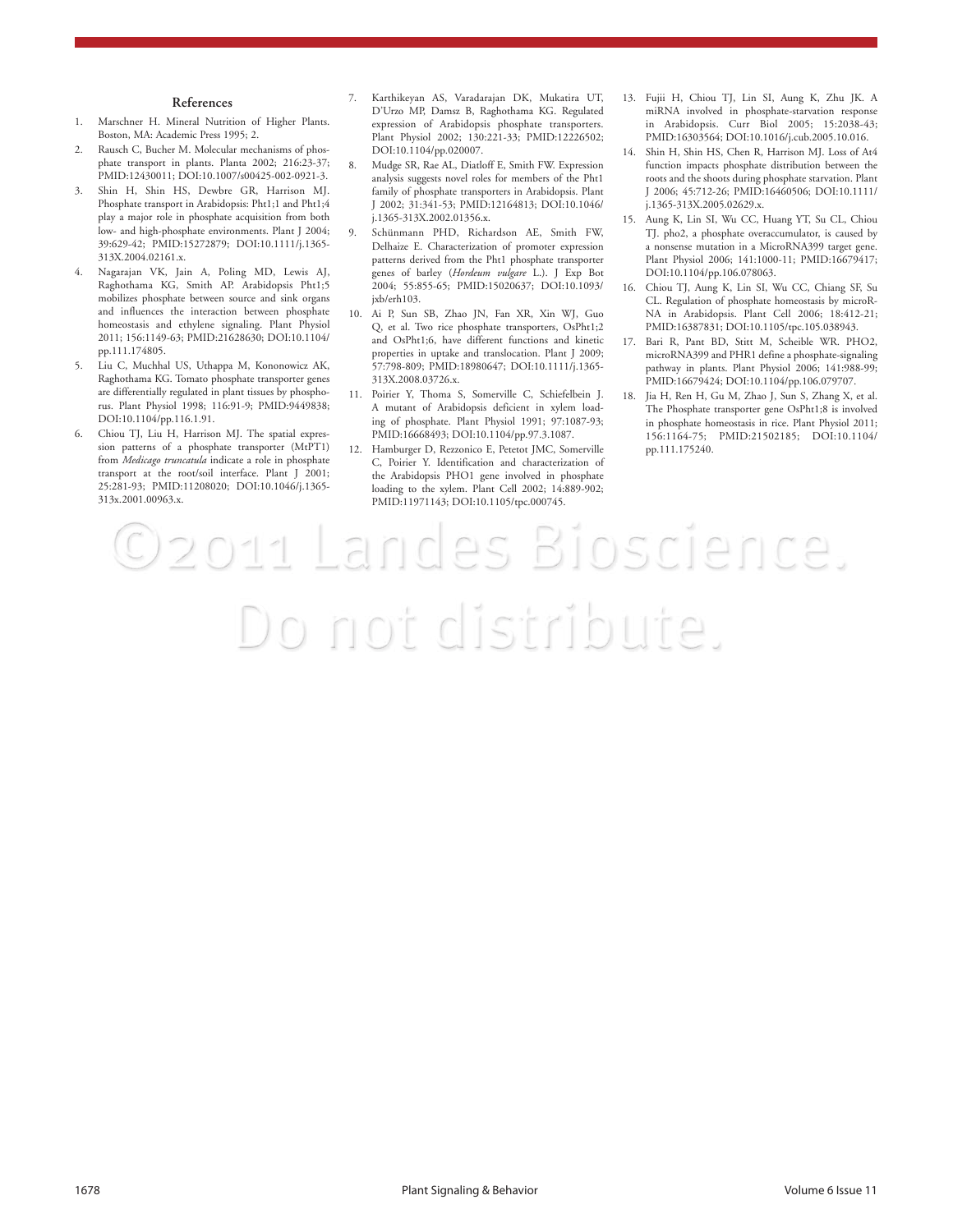### References

1. Marschner H. Mineral Nutrition of Higher Plants. Boston, MA: Academic Press 1995; 2.
2. Rausch C, Bucher M. Molecular mechanisms of phosphate transport in plants. Planta 2002; 216:23-37; PMID:12430011; DOI:10.1007/s00425-002-0921-3.
3. Shin H, Shin HS, Dewbre GR, Harrison MJ. Phosphate transport in Arabidopsis: Pht1;1 and Pht1;4 play a major role in phosphate acquisition from both low- and high-phosphate environments. Plant J 2004; 39:629-42; PMID:15272879; DOI:10.1111/j.1365-313X.2004.02161.x.
4. Nagarajan VK, Jain A, Poling MD, Lewis AJ, Raghothama KG, Smith AP. Arabidopsis Pht1;5 mobilizes phosphate between source and sink organs and influences the interaction between phosphate homeostasis and ethylene signaling. Plant Physiol 2011; 156:1149-63; PMID:21628630; DOI:10.1104/pp.111.174805.
5. Liu C, Muchhal US, Uthappa M, Kononowicz AK, Raghothama KG. Tomato phosphate transporter genes are differentially regulated in plant tissues by phosphorus. Plant Physiol 1998; 116:91-9; PMID:9449838; DOI:10.1104/pp.116.1.91.
6. Chiou TJ, Liu H, Harrison MJ. The spatial expression patterns of a phosphate transporter (MtPT1) from *Medicago truncatula* indicate a role in phosphate transport at the root/soil interface. Plant J 2001; 25:281-93; PMID:11208020; DOI:10.1046/j.1365-313x.2001.00963.x.
7. Karthikeyan AS, Varadarajan DK, Mukatira UT, D'Urzo MP, Damsz B, Raghothama KG. Regulated expression of Arabidopsis phosphate transporters. Plant Physiol 2002; 130:221-33; PMID:12226502; DOI:10.1104/pp.020007.
8. Mudge SR, Rae AL, Diatloff E, Smith FW. Expression analysis suggests novel roles for members of the Pht1 family of phosphate transporters in Arabidopsis. Plant J 2002; 31:341-53; PMID:12164813; DOI:10.1046/j.1365-313X.2002.01356.x.
9. Schünmann PHD, Richardson AE, Smith FW, Delhaize E. Characterization of promoter expression patterns derived from the Pht1 phosphate transporter genes of barley (*Hordeum vulgare* L.). J Exp Bot 2004; 55:855-65; PMID:15020637; DOI:10.1093/jxb/erh103.
10. Ai P, Sun SB, Zhao JN, Fan XR, Xin WJ, Guo Q, et al. Two rice phosphate transporters, OsPht1;2 and OsPht1;6, have different functions and kinetic properties in uptake and translocation. Plant J 2009; 57:798-809; PMID:18980647; DOI:10.1111/j.1365-313X.2008.03726.x.
11. Poirier Y, Thoma S, Somerville C, Schiefelbein J. A mutant of Arabidopsis deficient in xylem loading of phosphate. Plant Physiol 1991; 97:1087-93; PMID:16668493; DOI:10.1104/pp.97.3.1087.
12. Hamburger D, Rezzonico E, Petetot JMC, Somerville C, Poirier Y. Identification and characterization of the Arabidopsis PHO1 gene involved in phosphate loading to the xylem. Plant Cell 2002; 14:889-902; PMID:11971143; DOI:10.1105/tpc.000745.
13. Fujii H, Chiou TJ, Lin SI, Aung K, Zhu JK. A miRNA involved in phosphate-starvation response in Arabidopsis. Curr Biol 2005; 15:2038-43; PMID:16303564; DOI:10.1016/j.cub.2005.10.016.
14. Shin H, Shin HS, Chen R, Harrison MJ. Loss of At4 function impacts phosphate distribution between the roots and the shoots during phosphate starvation. Plant J 2006; 45:712-26; PMID:16460506; DOI:10.1111/j.1365-313X.2005.02629.x.
15. Aung K, Lin SI, Wu CC, Huang YT, Su CL, Chiou TJ. pho2, a phosphate overaccumulator, is caused by a nonsense mutation in a MicroRNA399 target gene. Plant Physiol 2006; 141:1000-11; PMID:16679417; DOI:10.1104/pp.106.078063.
16. Chiou TJ, Aung K, Lin SI, Wu CC, Chiang SF, Su CL. Regulation of phosphate homeostasis by microRNA in Arabidopsis. Plant Cell 2006; 18:412-21; PMID:16387831; DOI:10.1105/tpc.105.038943.
17. Bari R, Pant BD, Stitt M, Scheible WR. PHO2, microRNA399 and PHR1 define a phosphate-signaling pathway in plants. Plant Physiol 2006; 141:988-99; PMID:16679424; DOI:10.1104/pp.106.079707.
18. Jia H, Ren H, Gu M, Zhao J, Sun S, Zhang X, et al. The Phosphate transporter gene OsPht1;8 is involved in phosphate homeostasis in rice. Plant Physiol 2011; 156:1164-75; PMID:21502185; DOI:10.1104/pp.111.175240.